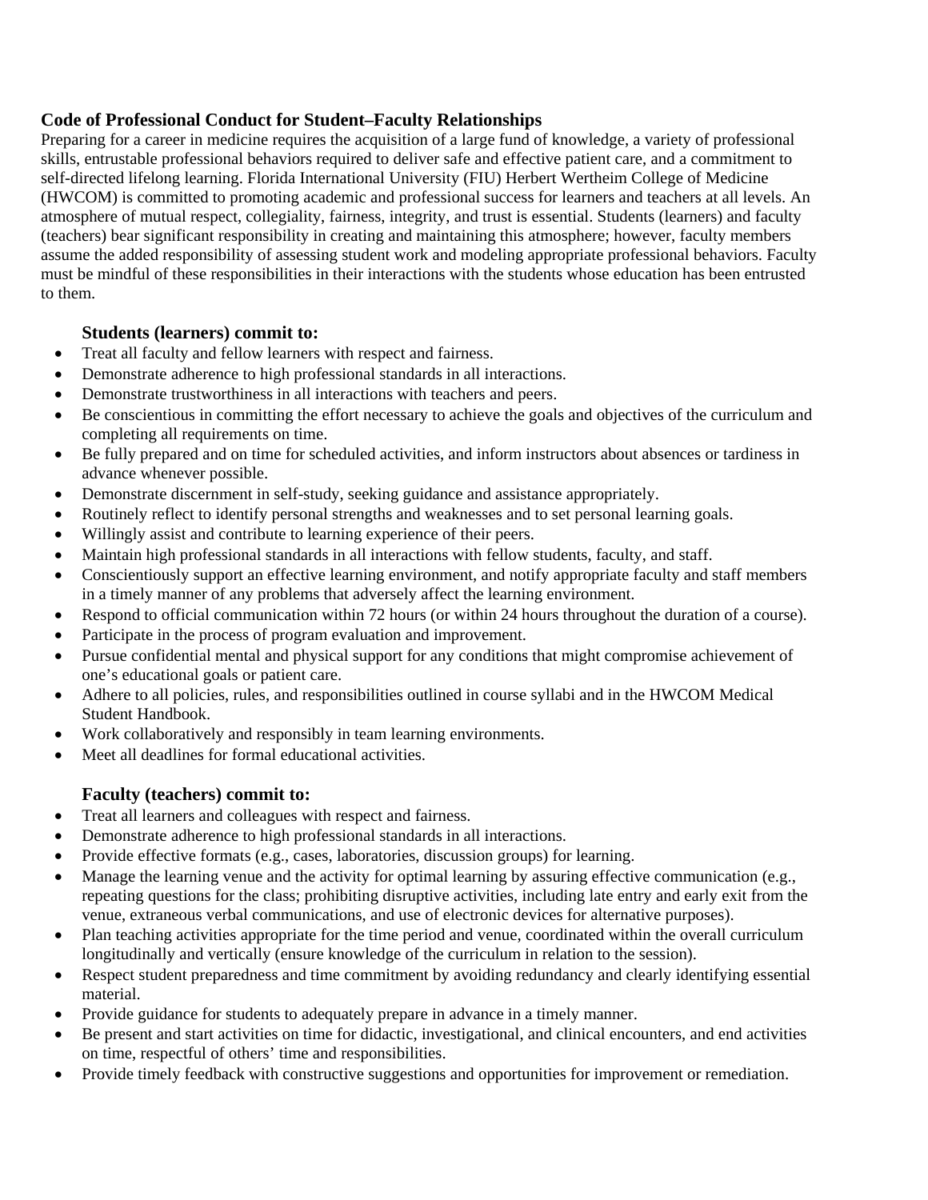## Code of Professional Conduct for Student–Faculty Relationships

Preparing for a career in medicine requires the acquisition of a large fund of knowledge, a variety of professional skills, entrustable professional behaviors required to deliver safe and effective patient care, and a commitment to self-directed lifelong learning. Florida International University (FIU) Herbert Wertheim College of Medicine (HWCOM) is committed to promoting academic and professional success for learners and teachers at all levels. An atmosphere of mutual respect, collegiality, fairness, integrity, and trust is essential. Students (learners) and faculty (teachers) bear significant responsibility in creating and maintaining this atmosphere; however, faculty members assume the added responsibility of assessing student work and modeling appropriate professional behaviors. Faculty must be mindful of these responsibilities in their interactions with the students whose education has been entrusted to them.

### Students (learners) commit to:

- Treat all faculty and fellow learners with respect and fairness.
- Demonstrate adherence to high professional standards in all interactions.
- Demonstrate trustworthiness in all interactions with teachers and peers.
- Be conscientious in committing the effort necessary to achieve the goals and objectives of the curriculum and completing all requirements on time.
- Be fully prepared and on time for scheduled activities, and inform instructors about absences or tardiness in advance whenever possible.
- Demonstrate discernment in self-study, seeking guidance and assistance appropriately.
- Routinely reflect to identify personal strengths and weaknesses and to set personal learning goals.
- Willingly assist and contribute to learning experience of their peers.
- Maintain high professional standards in all interactions with fellow students, faculty, and staff.
- Conscientiously support an effective learning environment, and notify appropriate faculty and staff members in a timely manner of any problems that adversely affect the learning environment.
- Respond to official communication within 72 hours (or within 24 hours throughout the duration of a course).
- Participate in the process of program evaluation and improvement.
- Pursue confidential mental and physical support for any conditions that might compromise achievement of one's educational goals or patient care.
- Adhere to all policies, rules, and responsibilities outlined in course syllabi and in the HWCOM Medical Student Handbook.
- Work collaboratively and responsibly in team learning environments.
- Meet all deadlines for formal educational activities.

### Faculty (teachers) commit to:

- Treat all learners and colleagues with respect and fairness.
- Demonstrate adherence to high professional standards in all interactions.
- Provide effective formats (e.g., cases, laboratories, discussion groups) for learning.
- Manage the learning venue and the activity for optimal learning by assuring effective communication (e.g., repeating questions for the class; prohibiting disruptive activities, including late entry and early exit from the venue, extraneous verbal communications, and use of electronic devices for alternative purposes).
- Plan teaching activities appropriate for the time period and venue, coordinated within the overall curriculum longitudinally and vertically (ensure knowledge of the curriculum in relation to the session).
- Respect student preparedness and time commitment by avoiding redundancy and clearly identifying essential material.
- Provide guidance for students to adequately prepare in advance in a timely manner.
- Be present and start activities on time for didactic, investigational, and clinical encounters, and end activities on time, respectful of others' time and responsibilities.
- Provide timely feedback with constructive suggestions and opportunities for improvement or remediation.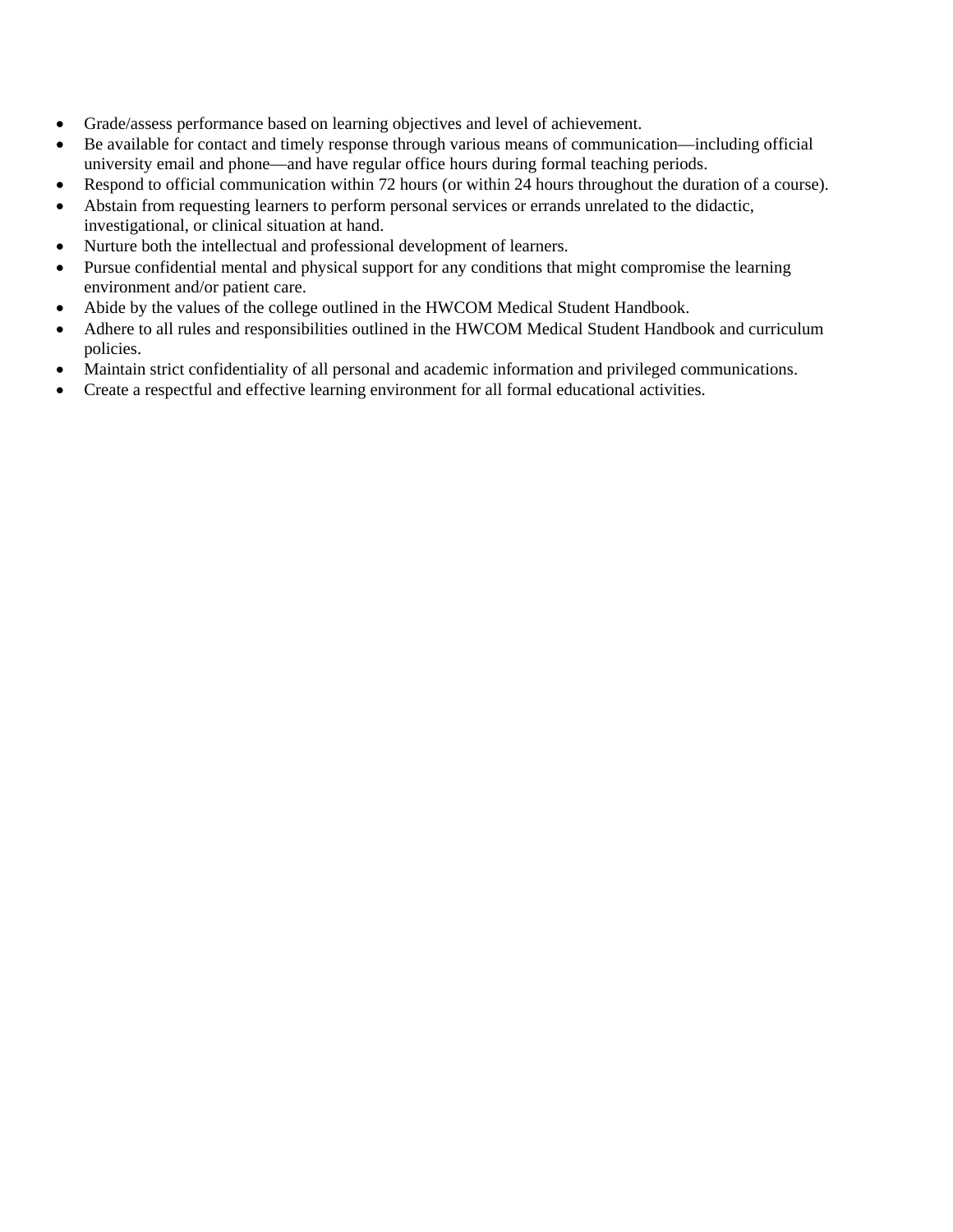- Grade/assess performance based on learning objectives and level of achievement.
- Be available for contact and timely response through various means of communication—including official university email and phone—and have regular office hours during formal teaching periods.
- Respond to official communication within 72 hours (or within 24 hours throughout the duration of a course).
- Abstain from requesting learners to perform personal services or errands unrelated to the didactic, investigational, or clinical situation at hand.
- Nurture both the intellectual and professional development of learners.
- Pursue confidential mental and physical support for any conditions that might compromise the learning environment and/or patient care.
- Abide by the values of the college outlined in the HWCOM Medical Student Handbook.
- Adhere to all rules and responsibilities outlined in the HWCOM Medical Student Handbook and curriculum policies.
- Maintain strict confidentiality of all personal and academic information and privileged communications.
- Create a respectful and effective learning environment for all formal educational activities.